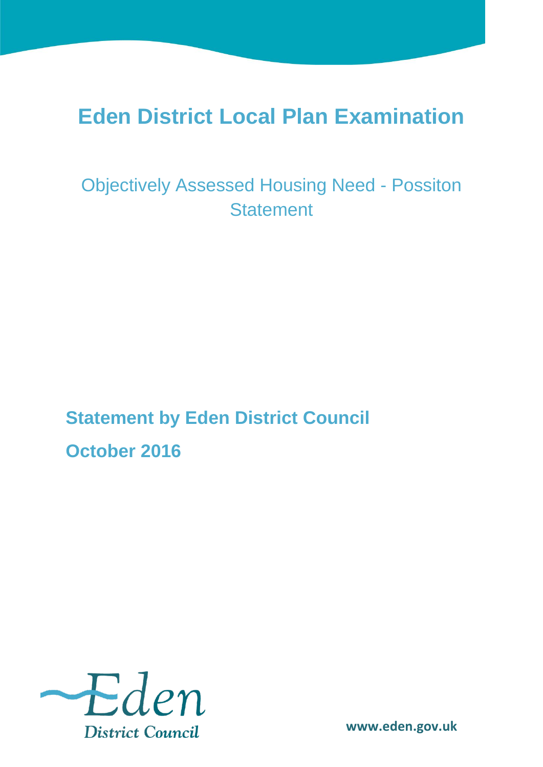# Eden District Local Plan Examination

## Objectively Assessed Housing Need - Possiton Statement

**Statement by Eden District Council**

**October 2016**

Eden District Council

www.eden.gov.uk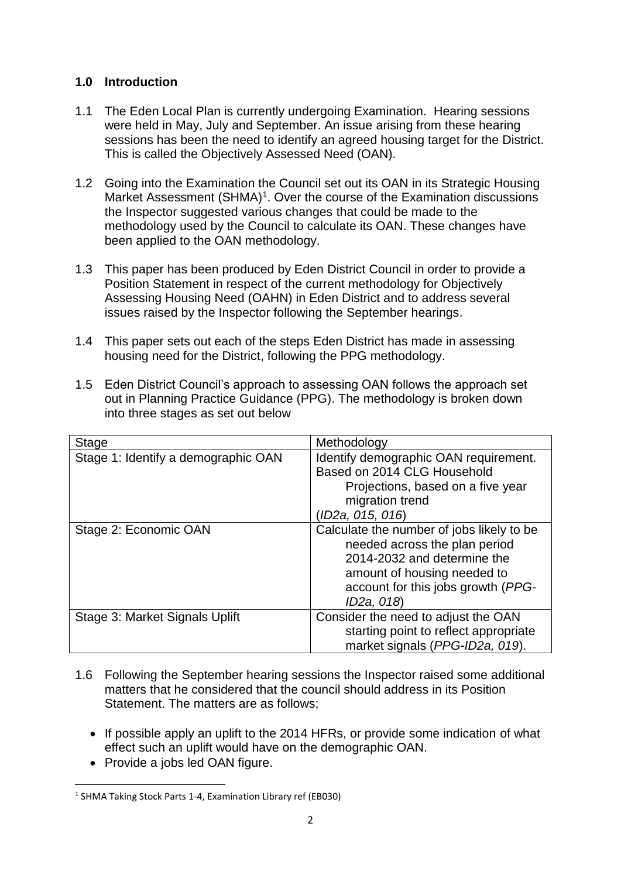## 1.0 Introduction

1.1 The Eden Local Plan is currently undergoing Examination. Hearing sessions were held in May, July and September. An issue arising from these hearing sessions has been the need to identify an agreed housing target for the District. This is called the Objectively Assessed Need (OAN).

1.2 Going into the Examination the Council set out its OAN in its Strategic Housing Market Assessment (SHMA)[1]. Over the course of the Examination discussions the Inspector suggested various changes that could be made to the methodology used by the Council to calculate its OAN. These changes have been applied to the OAN methodology.

1.3 This paper has been produced by Eden District Council in order to provide a Position Statement in respect of the current methodology for Objectively Assessing Housing Need (OAHN) in Eden District and to address several issues raised by the Inspector following the September hearings.

1.4 This paper sets out each of the steps Eden District has made in assessing housing need for the District, following the PPG methodology.

1.5 Eden District Council's approach to assessing OAN follows the approach set out in Planning Practice Guidance (PPG). The methodology is broken down into three stages as set out below

| Stage | Methodology |
|---|---|
| Stage 1: Identify a demographic OAN | Identify demographic OAN requirement. Based on 2014 CLG Household Projections, based on a five year migration trend (*ID2a, 015, 016*) |
| Stage 2: Economic OAN | Calculate the number of jobs likely to be needed across the plan period 2014-2032 and determine the amount of housing needed to account for this jobs growth (*PPG-ID2a, 018*) |
| Stage 3: Market Signals Uplift | Consider the need to adjust the OAN starting point to reflect appropriate market signals (*PPG-ID2a, 019*). |

1.6 Following the September hearing sessions the Inspector raised some additional matters that he considered that the council should address in its Position Statement. The matters are as follows;

- If possible apply an uplift to the 2014 HFRs, or provide some indication of what effect such an uplift would have on the demographic OAN.
- Provide a jobs led OAN figure.

[1] SHMA Taking Stock Parts 1-4, Examination Library ref (EB030)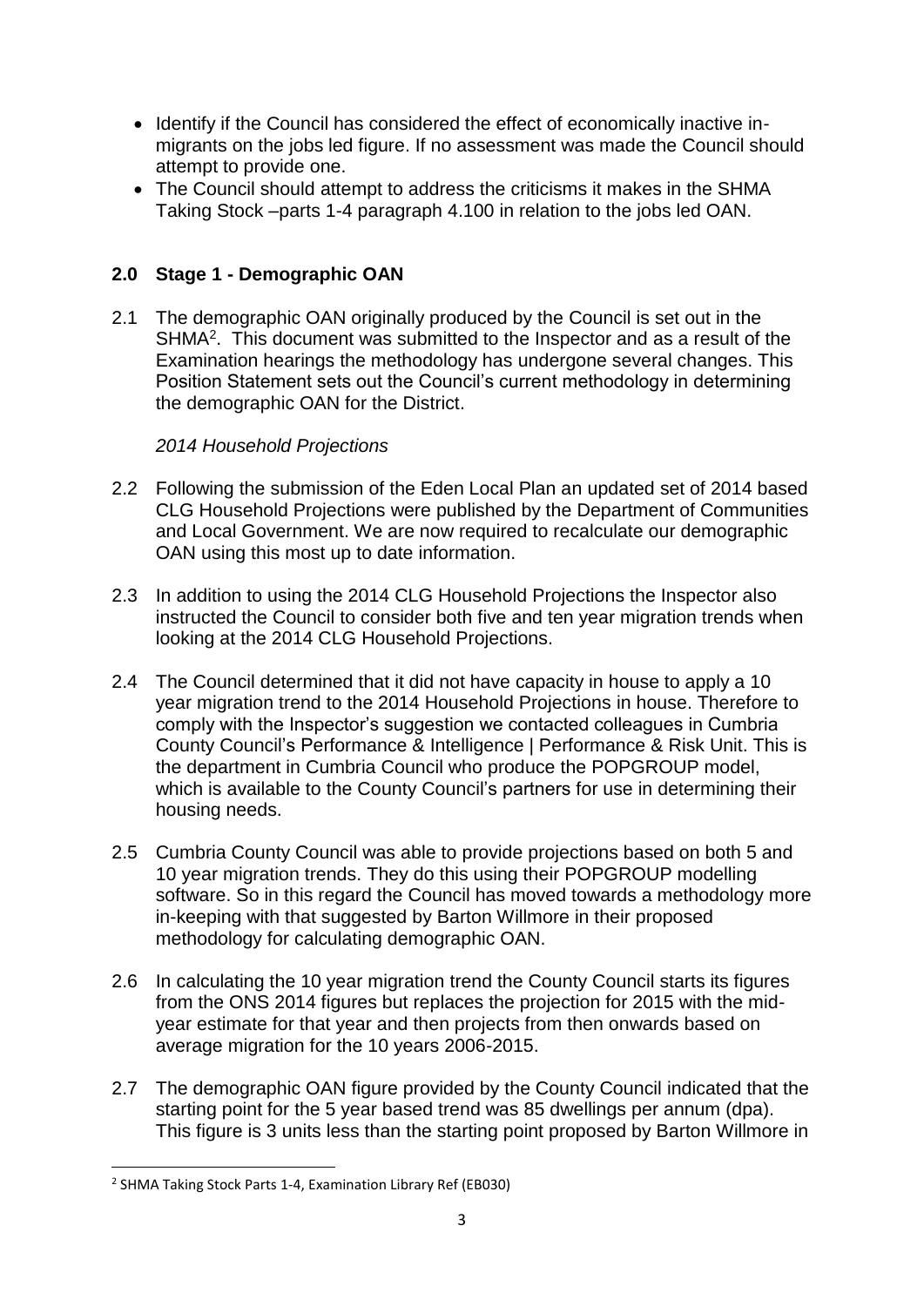- Identify if the Council has considered the effect of economically inactive in-migrants on the jobs led figure. If no assessment was made the Council should attempt to provide one.
- The Council should attempt to address the criticisms it makes in the SHMA Taking Stock –parts 1-4 paragraph 4.100 in relation to the jobs led OAN.

## 2.0 Stage 1 - Demographic OAN

2.1 The demographic OAN originally produced by the Council is set out in the SHMA[2]. This document was submitted to the Inspector and as a result of the Examination hearings the methodology has undergone several changes. This Position Statement sets out the Council's current methodology in determining the demographic OAN for the District.

*2014 Household Projections*

2.2 Following the submission of the Eden Local Plan an updated set of 2014 based CLG Household Projections were published by the Department of Communities and Local Government. We are now required to recalculate our demographic OAN using this most up to date information.

2.3 In addition to using the 2014 CLG Household Projections the Inspector also instructed the Council to consider both five and ten year migration trends when looking at the 2014 CLG Household Projections.

2.4 The Council determined that it did not have capacity in house to apply a 10 year migration trend to the 2014 Household Projections in house. Therefore to comply with the Inspector's suggestion we contacted colleagues in Cumbria County Council's Performance & Intelligence | Performance & Risk Unit. This is the department in Cumbria Council who produce the POPGROUP model, which is available to the County Council's partners for use in determining their housing needs.

2.5 Cumbria County Council was able to provide projections based on both 5 and 10 year migration trends. They do this using their POPGROUP modelling software. So in this regard the Council has moved towards a methodology more in-keeping with that suggested by Barton Willmore in their proposed methodology for calculating demographic OAN.

2.6 In calculating the 10 year migration trend the County Council starts its figures from the ONS 2014 figures but replaces the projection for 2015 with the mid-year estimate for that year and then projects from then onwards based on average migration for the 10 years 2006-2015.

2.7 The demographic OAN figure provided by the County Council indicated that the starting point for the 5 year based trend was 85 dwellings per annum (dpa). This figure is 3 units less than the starting point proposed by Barton Willmore in

[2] SHMA Taking Stock Parts 1-4, Examination Library Ref (EB030)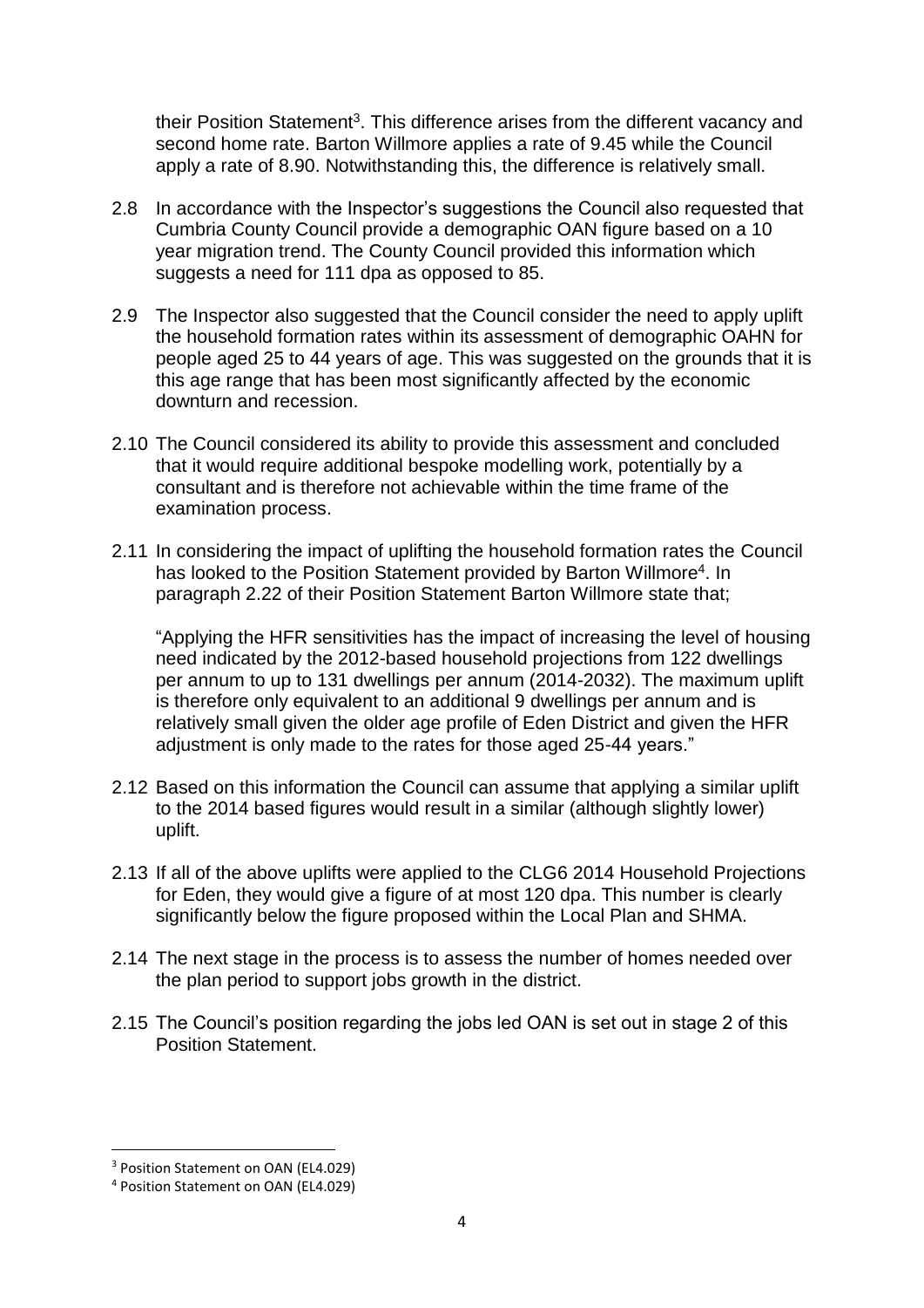their Position Statement[3]. This difference arises from the different vacancy and second home rate. Barton Willmore applies a rate of 9.45 while the Council apply a rate of 8.90. Notwithstanding this, the difference is relatively small.

2.8 In accordance with the Inspector's suggestions the Council also requested that Cumbria County Council provide a demographic OAN figure based on a 10 year migration trend. The County Council provided this information which suggests a need for 111 dpa as opposed to 85.

2.9 The Inspector also suggested that the Council consider the need to apply uplift the household formation rates within its assessment of demographic OAHN for people aged 25 to 44 years of age. This was suggested on the grounds that it is this age range that has been most significantly affected by the economic downturn and recession.

2.10 The Council considered its ability to provide this assessment and concluded that it would require additional bespoke modelling work, potentially by a consultant and is therefore not achievable within the time frame of the examination process.

2.11 In considering the impact of uplifting the household formation rates the Council has looked to the Position Statement provided by Barton Willmore[4]. In paragraph 2.22 of their Position Statement Barton Willmore state that;

"Applying the HFR sensitivities has the impact of increasing the level of housing need indicated by the 2012-based household projections from 122 dwellings per annum to up to 131 dwellings per annum (2014-2032). The maximum uplift is therefore only equivalent to an additional 9 dwellings per annum and is relatively small given the older age profile of Eden District and given the HFR adjustment is only made to the rates for those aged 25-44 years."

2.12 Based on this information the Council can assume that applying a similar uplift to the 2014 based figures would result in a similar (although slightly lower) uplift.

2.13 If all of the above uplifts were applied to the CLG6 2014 Household Projections for Eden, they would give a figure of at most 120 dpa. This number is clearly significantly below the figure proposed within the Local Plan and SHMA.

2.14 The next stage in the process is to assess the number of homes needed over the plan period to support jobs growth in the district.

2.15 The Council's position regarding the jobs led OAN is set out in stage 2 of this Position Statement.

[3] Position Statement on OAN (EL4.029)

[4] Position Statement on OAN (EL4.029)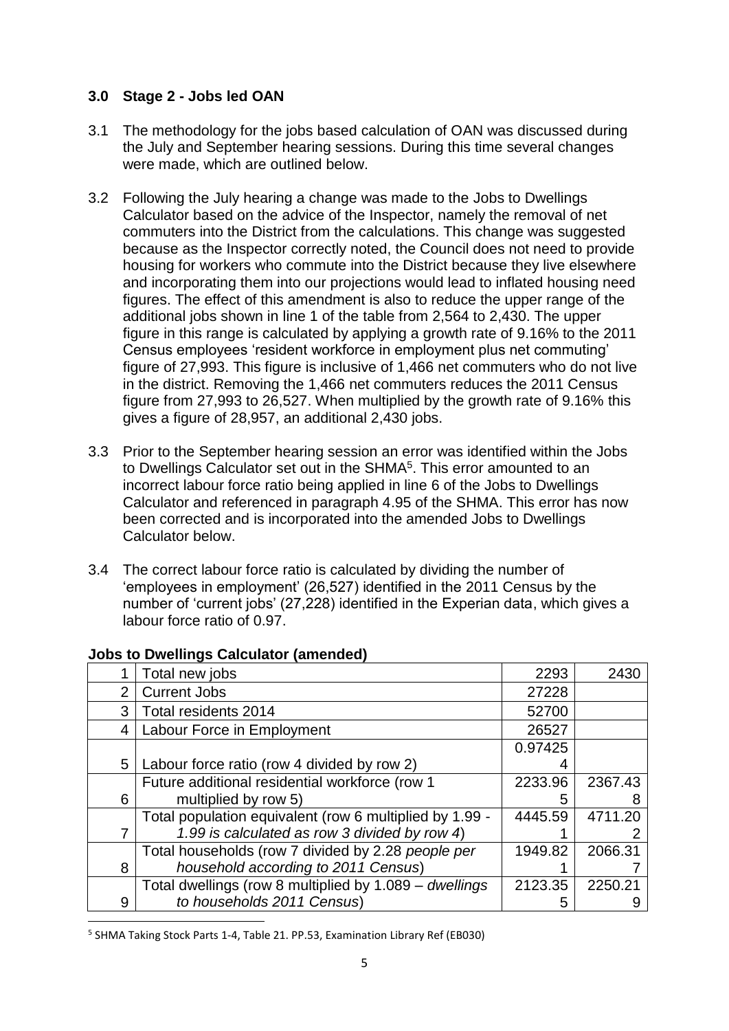### 3.0 Stage 2 - Jobs led OAN

3.1 The methodology for the jobs based calculation of OAN was discussed during the July and September hearing sessions. During this time several changes were made, which are outlined below.

3.2 Following the July hearing a change was made to the Jobs to Dwellings Calculator based on the advice of the Inspector, namely the removal of net commuters into the District from the calculations. This change was suggested because as the Inspector correctly noted, the Council does not need to provide housing for workers who commute into the District because they live elsewhere and incorporating them into our projections would lead to inflated housing need figures. The effect of this amendment is also to reduce the upper range of the additional jobs shown in line 1 of the table from 2,564 to 2,430. The upper figure in this range is calculated by applying a growth rate of 9.16% to the 2011 Census employees 'resident workforce in employment plus net commuting' figure of 27,993. This figure is inclusive of 1,466 net commuters who do not live in the district. Removing the 1,466 net commuters reduces the 2011 Census figure from 27,993 to 26,527. When multiplied by the growth rate of 9.16% this gives a figure of 28,957, an additional 2,430 jobs.

3.3 Prior to the September hearing session an error was identified within the Jobs to Dwellings Calculator set out in the SHMA[5]. This error amounted to an incorrect labour force ratio being applied in line 6 of the Jobs to Dwellings Calculator and referenced in paragraph 4.95 of the SHMA. This error has now been corrected and is incorporated into the amended Jobs to Dwellings Calculator below.

3.4 The correct labour force ratio is calculated by dividing the number of 'employees in employment' (26,527) identified in the 2011 Census by the number of 'current jobs' (27,228) identified in the Experian data, which gives a labour force ratio of 0.97.

**Jobs to Dwellings Calculator (amended)**

| | | | |
|---|---|---|---|
| 1 | Total new jobs | 2293 | 2430 |
| 2 | Current Jobs | 27228 | |
| 3 | Total residents 2014 | 52700 | |
| 4 | Labour Force in Employment | 26527 | |
| 5 | Labour force ratio (row 4 divided by row 2) | 0.974254 | |
| 6 | Future additional residential workforce (row 1 multiplied by row 5) | 2233.965 | 2367.438 |
| 7 | Total population equivalent (row 6 multiplied by 1.99 - *1.99 is calculated as row 3 divided by row 4*) | 4445.591 | 4711.202 |
| 8 | Total households (row 7 divided by 2.28 *people per household according to 2011 Census*) | 1949.821 | 2066.317 |
| 9 | Total dwellings (row 8 multiplied by 1.089 – *dwellings to households 2011 Census*) | 2123.355 | 2250.219 |

[5] SHMA Taking Stock Parts 1-4, Table 21. PP.53, Examination Library Ref (EB030)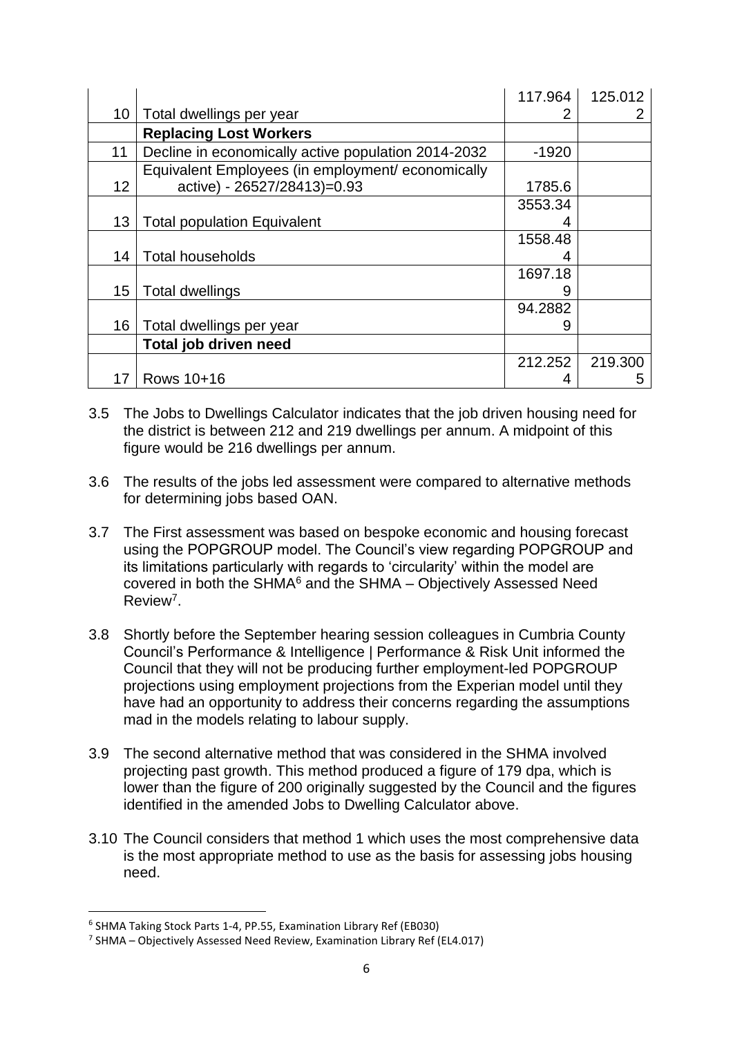| | | | |
|---|---|---|---|
| 10 | Total dwellings per year | 117.9642 | 125.0122 |
| | **Replacing Lost Workers** | | |
| 11 | Decline in economically active population 2014-2032 | -1920 | |
| 12 | Equivalent Employees (in employment/ economically active) - 26527/28413)=0.93 | 1785.6 | |
| 13 | Total population Equivalent | 3553.344 | |
| 14 | Total households | 1558.484 | |
| 15 | Total dwellings | 1697.189 | |
| 16 | Total dwellings per year | 94.28829 | |
| | **Total job driven need** | | |
| 17 | Rows 10+16 | 212.2524 | 219.3005 |

3.5 The Jobs to Dwellings Calculator indicates that the job driven housing need for the district is between 212 and 219 dwellings per annum. A midpoint of this figure would be 216 dwellings per annum.

3.6 The results of the jobs led assessment were compared to alternative methods for determining jobs based OAN.

3.7 The First assessment was based on bespoke economic and housing forecast using the POPGROUP model. The Council's view regarding POPGROUP and its limitations particularly with regards to 'circularity' within the model are covered in both the SHMA[6] and the SHMA – Objectively Assessed Need Review[7].

3.8 Shortly before the September hearing session colleagues in Cumbria County Council's Performance & Intelligence | Performance & Risk Unit informed the Council that they will not be producing further employment-led POPGROUP projections using employment projections from the Experian model until they have had an opportunity to address their concerns regarding the assumptions mad in the models relating to labour supply.

3.9 The second alternative method that was considered in the SHMA involved projecting past growth. This method produced a figure of 179 dpa, which is lower than the figure of 200 originally suggested by the Council and the figures identified in the amended Jobs to Dwelling Calculator above.

3.10 The Council considers that method 1 which uses the most comprehensive data is the most appropriate method to use as the basis for assessing jobs housing need.

[6] SHMA Taking Stock Parts 1-4, PP.55, Examination Library Ref (EB030)

[7] SHMA – Objectively Assessed Need Review, Examination Library Ref (EL4.017)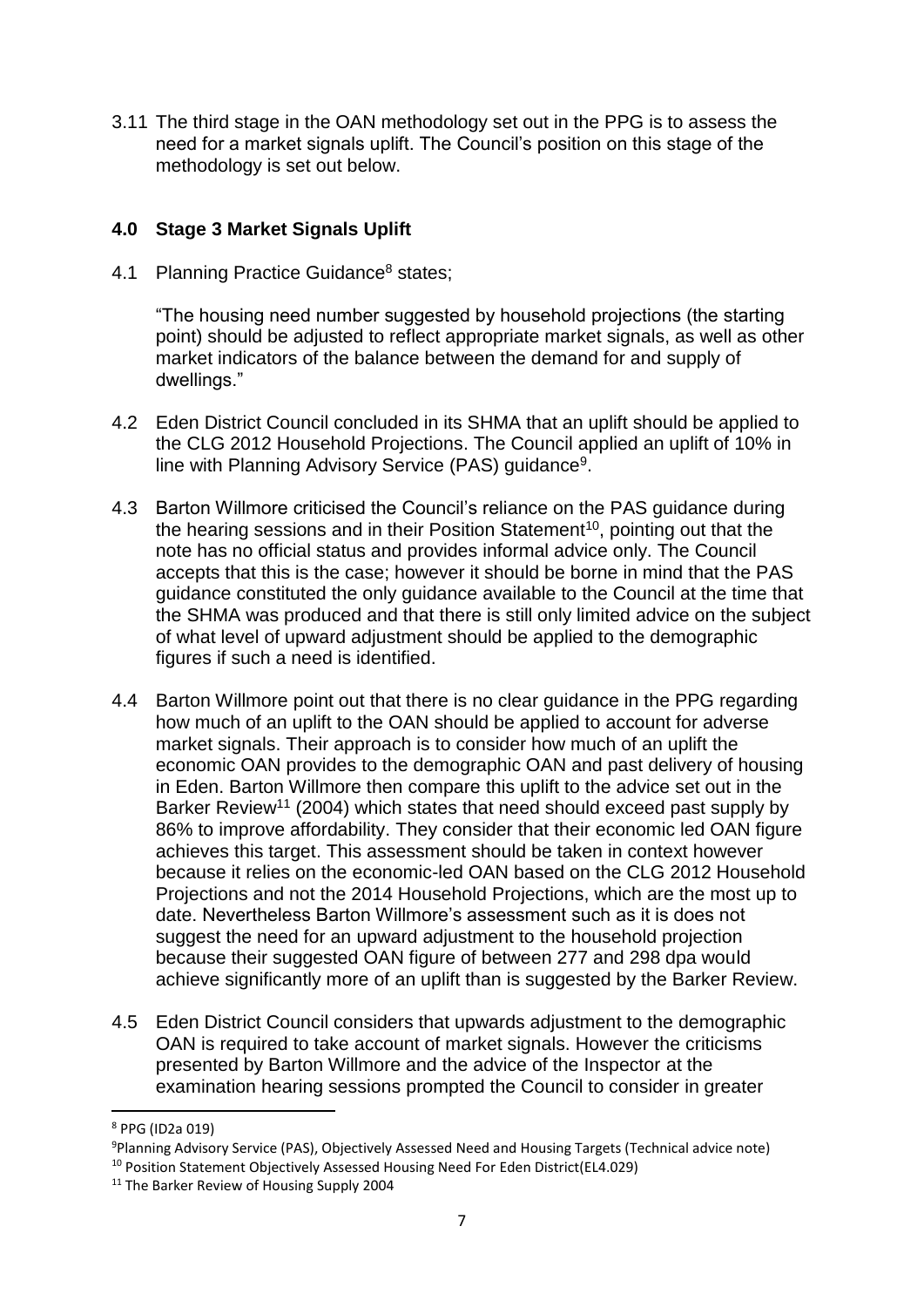3.11 The third stage in the OAN methodology set out in the PPG is to assess the need for a market signals uplift. The Council's position on this stage of the methodology is set out below.

## 4.0 Stage 3 Market Signals Uplift

4.1 Planning Practice Guidance[8] states;

"The housing need number suggested by household projections (the starting point) should be adjusted to reflect appropriate market signals, as well as other market indicators of the balance between the demand for and supply of dwellings."

4.2 Eden District Council concluded in its SHMA that an uplift should be applied to the CLG 2012 Household Projections. The Council applied an uplift of 10% in line with Planning Advisory Service (PAS) guidance[9].

4.3 Barton Willmore criticised the Council's reliance on the PAS guidance during the hearing sessions and in their Position Statement[10], pointing out that the note has no official status and provides informal advice only. The Council accepts that this is the case; however it should be borne in mind that the PAS guidance constituted the only guidance available to the Council at the time that the SHMA was produced and that there is still only limited advice on the subject of what level of upward adjustment should be applied to the demographic figures if such a need is identified.

4.4 Barton Willmore point out that there is no clear guidance in the PPG regarding how much of an uplift to the OAN should be applied to account for adverse market signals. Their approach is to consider how much of an uplift the economic OAN provides to the demographic OAN and past delivery of housing in Eden. Barton Willmore then compare this uplift to the advice set out in the Barker Review[11] (2004) which states that need should exceed past supply by 86% to improve affordability. They consider that their economic led OAN figure achieves this target. This assessment should be taken in context however because it relies on the economic-led OAN based on the CLG 2012 Household Projections and not the 2014 Household Projections, which are the most up to date. Nevertheless Barton Willmore's assessment such as it is does not suggest the need for an upward adjustment to the household projection because their suggested OAN figure of between 277 and 298 dpa would achieve significantly more of an uplift than is suggested by the Barker Review.

4.5 Eden District Council considers that upwards adjustment to the demographic OAN is required to take account of market signals. However the criticisms presented by Barton Willmore and the advice of the Inspector at the examination hearing sessions prompted the Council to consider in greater

---

[8] PPG (ID2a 019)

[9] Planning Advisory Service (PAS), Objectively Assessed Need and Housing Targets (Technical advice note)

[10] Position Statement Objectively Assessed Housing Need For Eden District(EL4.029)

[11] The Barker Review of Housing Supply 2004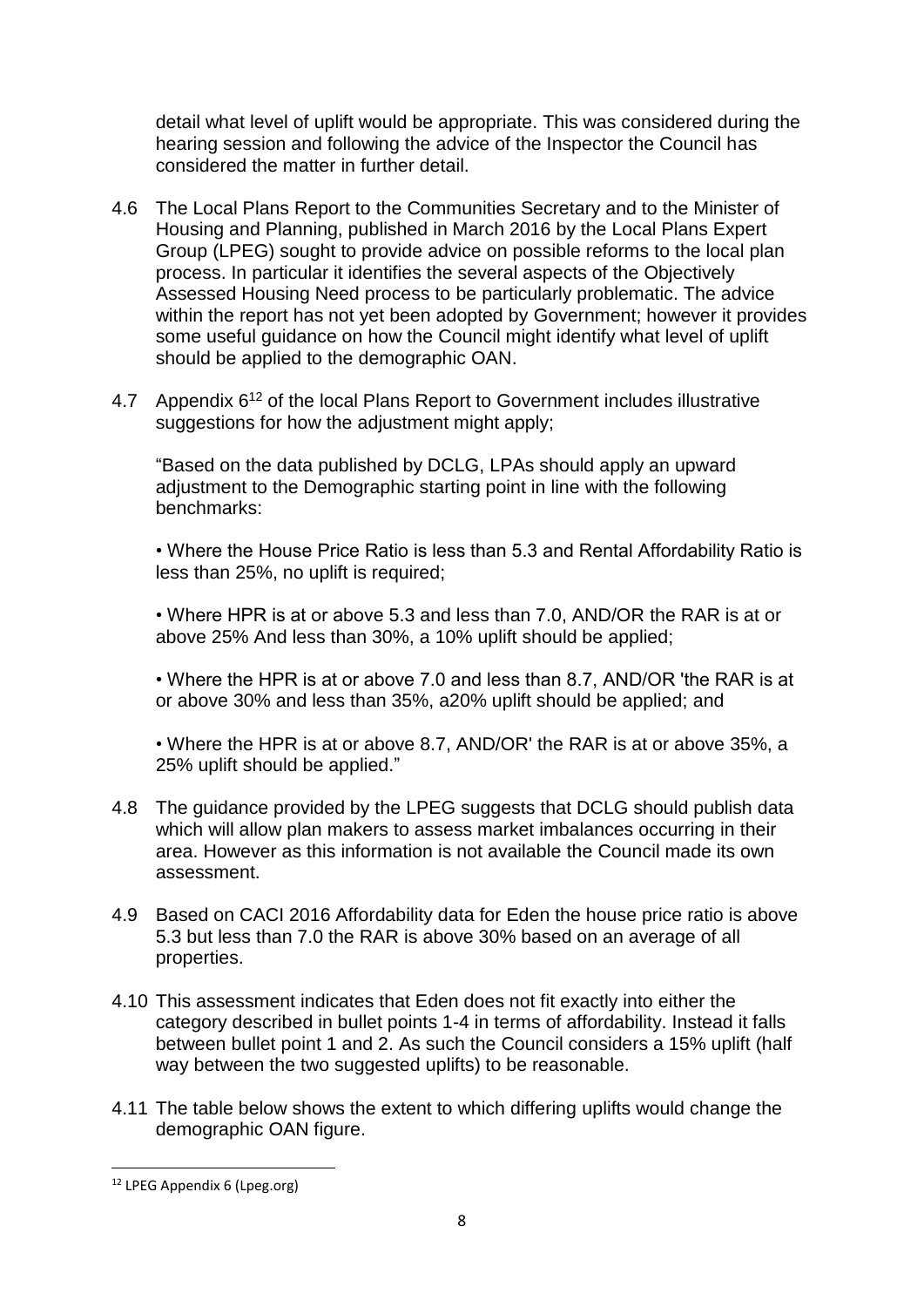detail what level of uplift would be appropriate. This was considered during the hearing session and following the advice of the Inspector the Council has considered the matter in further detail.

4.6 The Local Plans Report to the Communities Secretary and to the Minister of Housing and Planning, published in March 2016 by the Local Plans Expert Group (LPEG) sought to provide advice on possible reforms to the local plan process. In particular it identifies the several aspects of the Objectively Assessed Housing Need process to be particularly problematic. The advice within the report has not yet been adopted by Government; however it provides some useful guidance on how the Council might identify what level of uplift should be applied to the demographic OAN.

4.7 Appendix 6[12] of the local Plans Report to Government includes illustrative suggestions for how the adjustment might apply;

"Based on the data published by DCLG, LPAs should apply an upward adjustment to the Demographic starting point in line with the following benchmarks:

• Where the House Price Ratio is less than 5.3 and Rental Affordability Ratio is less than 25%, no uplift is required;

• Where HPR is at or above 5.3 and less than 7.0, AND/OR the RAR is at or above 25% And less than 30%, a 10% uplift should be applied;

• Where the HPR is at or above 7.0 and less than 8.7, AND/OR 'the RAR is at or above 30% and less than 35%, a20% uplift should be applied; and

• Where the HPR is at or above 8.7, AND/OR' the RAR is at or above 35%, a 25% uplift should be applied."

4.8 The guidance provided by the LPEG suggests that DCLG should publish data which will allow plan makers to assess market imbalances occurring in their area. However as this information is not available the Council made its own assessment.

4.9 Based on CACI 2016 Affordability data for Eden the house price ratio is above 5.3 but less than 7.0 the RAR is above 30% based on an average of all properties.

4.10 This assessment indicates that Eden does not fit exactly into either the category described in bullet points 1-4 in terms of affordability. Instead it falls between bullet point 1 and 2. As such the Council considers a 15% uplift (half way between the two suggested uplifts) to be reasonable.

4.11 The table below shows the extent to which differing uplifts would change the demographic OAN figure.

---

[12] LPEG Appendix 6 (Lpeg.org)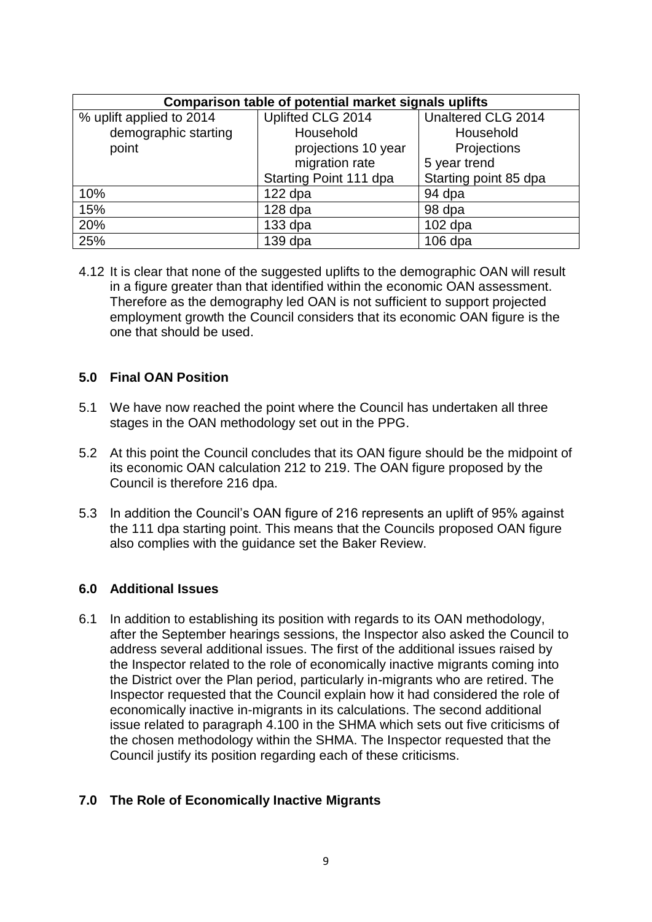| Comparison table of potential market signals uplifts | | |
|---|---|---|
| % uplift applied to 2014 demographic starting point | Uplifted CLG 2014 Household projections 10 year migration rate Starting Point 111 dpa | Unaltered CLG 2014 Household Projections 5 year trend Starting point 85 dpa |
| 10% | 122 dpa | 94 dpa |
| 15% | 128 dpa | 98 dpa |
| 20% | 133 dpa | 102 dpa |
| 25% | 139 dpa | 106 dpa |

4.12 It is clear that none of the suggested uplifts to the demographic OAN will result in a figure greater than that identified within the economic OAN assessment. Therefore as the demography led OAN is not sufficient to support projected employment growth the Council considers that its economic OAN figure is the one that should be used.

## 5.0 Final OAN Position

5.1 We have now reached the point where the Council has undertaken all three stages in the OAN methodology set out in the PPG.

5.2 At this point the Council concludes that its OAN figure should be the midpoint of its economic OAN calculation 212 to 219. The OAN figure proposed by the Council is therefore 216 dpa.

5.3 In addition the Council's OAN figure of 216 represents an uplift of 95% against the 111 dpa starting point. This means that the Councils proposed OAN figure also complies with the guidance set the Baker Review.

## 6.0 Additional Issues

6.1 In addition to establishing its position with regards to its OAN methodology, after the September hearings sessions, the Inspector also asked the Council to address several additional issues. The first of the additional issues raised by the Inspector related to the role of economically inactive migrants coming into the District over the Plan period, particularly in-migrants who are retired. The Inspector requested that the Council explain how it had considered the role of economically inactive in-migrants in its calculations. The second additional issue related to paragraph 4.100 in the SHMA which sets out five criticisms of the chosen methodology within the SHMA. The Inspector requested that the Council justify its position regarding each of these criticisms.

## 7.0 The Role of Economically Inactive Migrants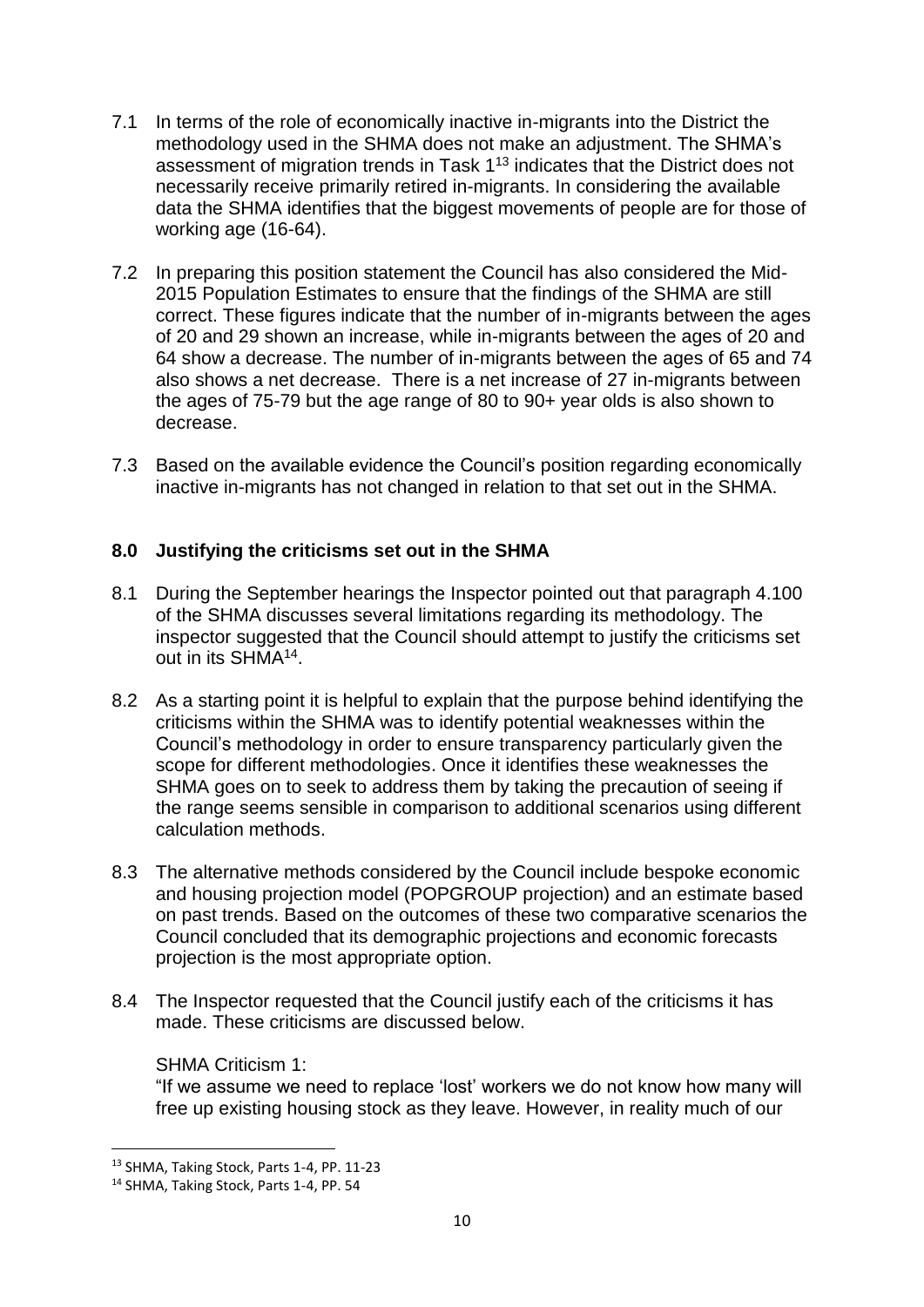7.1 In terms of the role of economically inactive in-migrants into the District the methodology used in the SHMA does not make an adjustment. The SHMA's assessment of migration trends in Task 1[13] indicates that the District does not necessarily receive primarily retired in-migrants. In considering the available data the SHMA identifies that the biggest movements of people are for those of working age (16-64).

7.2 In preparing this position statement the Council has also considered the Mid-2015 Population Estimates to ensure that the findings of the SHMA are still correct. These figures indicate that the number of in-migrants between the ages of 20 and 29 shown an increase, while in-migrants between the ages of 20 and 64 show a decrease. The number of in-migrants between the ages of 65 and 74 also shows a net decrease. There is a net increase of 27 in-migrants between the ages of 75-79 but the age range of 80 to 90+ year olds is also shown to decrease.

7.3 Based on the available evidence the Council's position regarding economically inactive in-migrants has not changed in relation to that set out in the SHMA.

## 8.0 Justifying the criticisms set out in the SHMA

8.1 During the September hearings the Inspector pointed out that paragraph 4.100 of the SHMA discusses several limitations regarding its methodology. The inspector suggested that the Council should attempt to justify the criticisms set out in its SHMA[14].

8.2 As a starting point it is helpful to explain that the purpose behind identifying the criticisms within the SHMA was to identify potential weaknesses within the Council's methodology in order to ensure transparency particularly given the scope for different methodologies. Once it identifies these weaknesses the SHMA goes on to seek to address them by taking the precaution of seeing if the range seems sensible in comparison to additional scenarios using different calculation methods.

8.3 The alternative methods considered by the Council include bespoke economic and housing projection model (POPGROUP projection) and an estimate based on past trends. Based on the outcomes of these two comparative scenarios the Council concluded that its demographic projections and economic forecasts projection is the most appropriate option.

8.4 The Inspector requested that the Council justify each of the criticisms it has made. These criticisms are discussed below.

SHMA Criticism 1:
"If we assume we need to replace 'lost' workers we do not know how many will free up existing housing stock as they leave. However, in reality much of our

---

[13] SHMA, Taking Stock, Parts 1-4, PP. 11-23
[14] SHMA, Taking Stock, Parts 1-4, PP. 54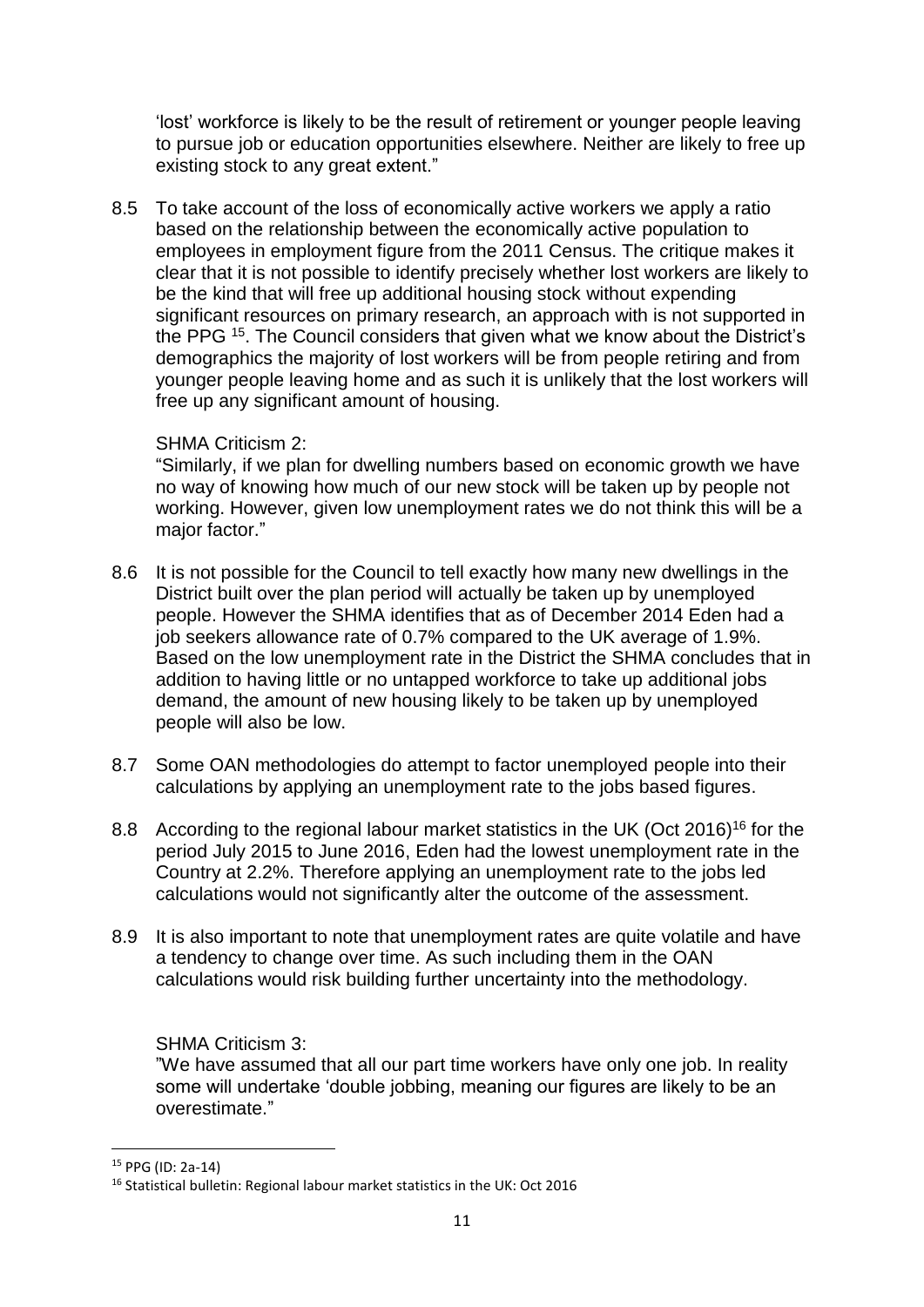'lost' workforce is likely to be the result of retirement or younger people leaving to pursue job or education opportunities elsewhere. Neither are likely to free up existing stock to any great extent."

8.5 To take account of the loss of economically active workers we apply a ratio based on the relationship between the economically active population to employees in employment figure from the 2011 Census. The critique makes it clear that it is not possible to identify precisely whether lost workers are likely to be the kind that will free up additional housing stock without expending significant resources on primary research, an approach with is not supported in the PPG [15]. The Council considers that given what we know about the District's demographics the majority of lost workers will be from people retiring and from younger people leaving home and as such it is unlikely that the lost workers will free up any significant amount of housing.

SHMA Criticism 2:
"Similarly, if we plan for dwelling numbers based on economic growth we have no way of knowing how much of our new stock will be taken up by people not working. However, given low unemployment rates we do not think this will be a major factor."

8.6 It is not possible for the Council to tell exactly how many new dwellings in the District built over the plan period will actually be taken up by unemployed people. However the SHMA identifies that as of December 2014 Eden had a job seekers allowance rate of 0.7% compared to the UK average of 1.9%. Based on the low unemployment rate in the District the SHMA concludes that in addition to having little or no untapped workforce to take up additional jobs demand, the amount of new housing likely to be taken up by unemployed people will also be low.

8.7 Some OAN methodologies do attempt to factor unemployed people into their calculations by applying an unemployment rate to the jobs based figures.

8.8 According to the regional labour market statistics in the UK (Oct 2016)[16] for the period July 2015 to June 2016, Eden had the lowest unemployment rate in the Country at 2.2%. Therefore applying an unemployment rate to the jobs led calculations would not significantly alter the outcome of the assessment.

8.9 It is also important to note that unemployment rates are quite volatile and have a tendency to change over time. As such including them in the OAN calculations would risk building further uncertainty into the methodology.

SHMA Criticism 3:
"We have assumed that all our part time workers have only one job. In reality some will undertake 'double jobbing, meaning our figures are likely to be an overestimate."

---

[15] PPG (ID: 2a-14)

[16] Statistical bulletin: Regional labour market statistics in the UK: Oct 2016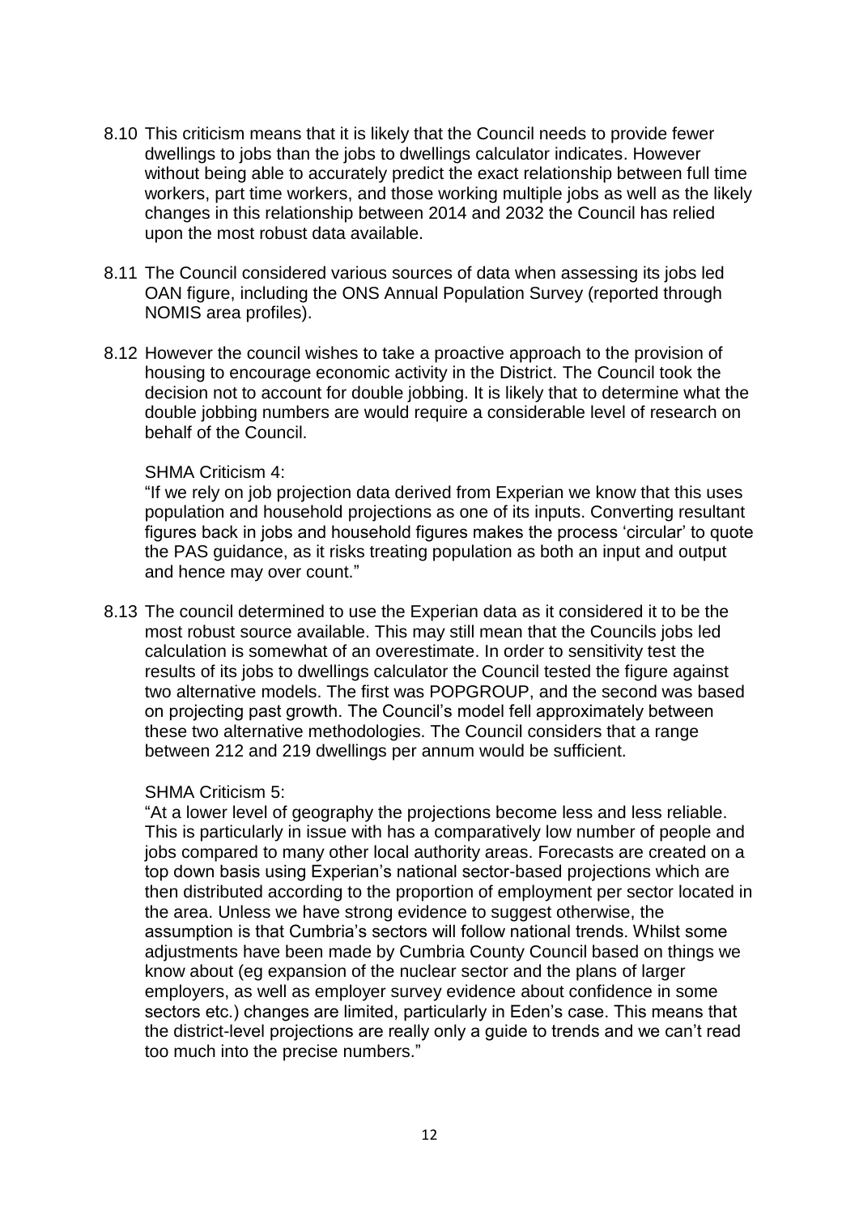8.10 This criticism means that it is likely that the Council needs to provide fewer dwellings to jobs than the jobs to dwellings calculator indicates. However without being able to accurately predict the exact relationship between full time workers, part time workers, and those working multiple jobs as well as the likely changes in this relationship between 2014 and 2032 the Council has relied upon the most robust data available.

8.11 The Council considered various sources of data when assessing its jobs led OAN figure, including the ONS Annual Population Survey (reported through NOMIS area profiles).

8.12 However the council wishes to take a proactive approach to the provision of housing to encourage economic activity in the District. The Council took the decision not to account for double jobbing. It is likely that to determine what the double jobbing numbers are would require a considerable level of research on behalf of the Council.

SHMA Criticism 4:

"If we rely on job projection data derived from Experian we know that this uses population and household projections as one of its inputs. Converting resultant figures back in jobs and household figures makes the process 'circular' to quote the PAS guidance, as it risks treating population as both an input and output and hence may over count."

8.13 The council determined to use the Experian data as it considered it to be the most robust source available. This may still mean that the Councils jobs led calculation is somewhat of an overestimate. In order to sensitivity test the results of its jobs to dwellings calculator the Council tested the figure against two alternative models. The first was POPGROUP, and the second was based on projecting past growth. The Council's model fell approximately between these two alternative methodologies. The Council considers that a range between 212 and 219 dwellings per annum would be sufficient.

SHMA Criticism 5:

"At a lower level of geography the projections become less and less reliable. This is particularly in issue with has a comparatively low number of people and jobs compared to many other local authority areas. Forecasts are created on a top down basis using Experian's national sector-based projections which are then distributed according to the proportion of employment per sector located in the area. Unless we have strong evidence to suggest otherwise, the assumption is that Cumbria's sectors will follow national trends. Whilst some adjustments have been made by Cumbria County Council based on things we know about (eg expansion of the nuclear sector and the plans of larger employers, as well as employer survey evidence about confidence in some sectors etc.) changes are limited, particularly in Eden's case. This means that the district-level projections are really only a guide to trends and we can't read too much into the precise numbers."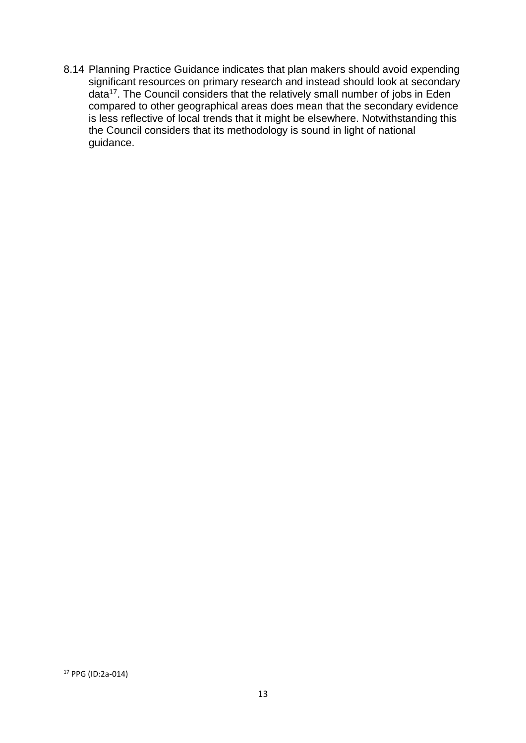8.14 Planning Practice Guidance indicates that plan makers should avoid expending significant resources on primary research and instead should look at secondary data[17]. The Council considers that the relatively small number of jobs in Eden compared to other geographical areas does mean that the secondary evidence is less reflective of local trends that it might be elsewhere. Notwithstanding this the Council considers that its methodology is sound in light of national guidance.

[17] PPG (ID:2a-014)